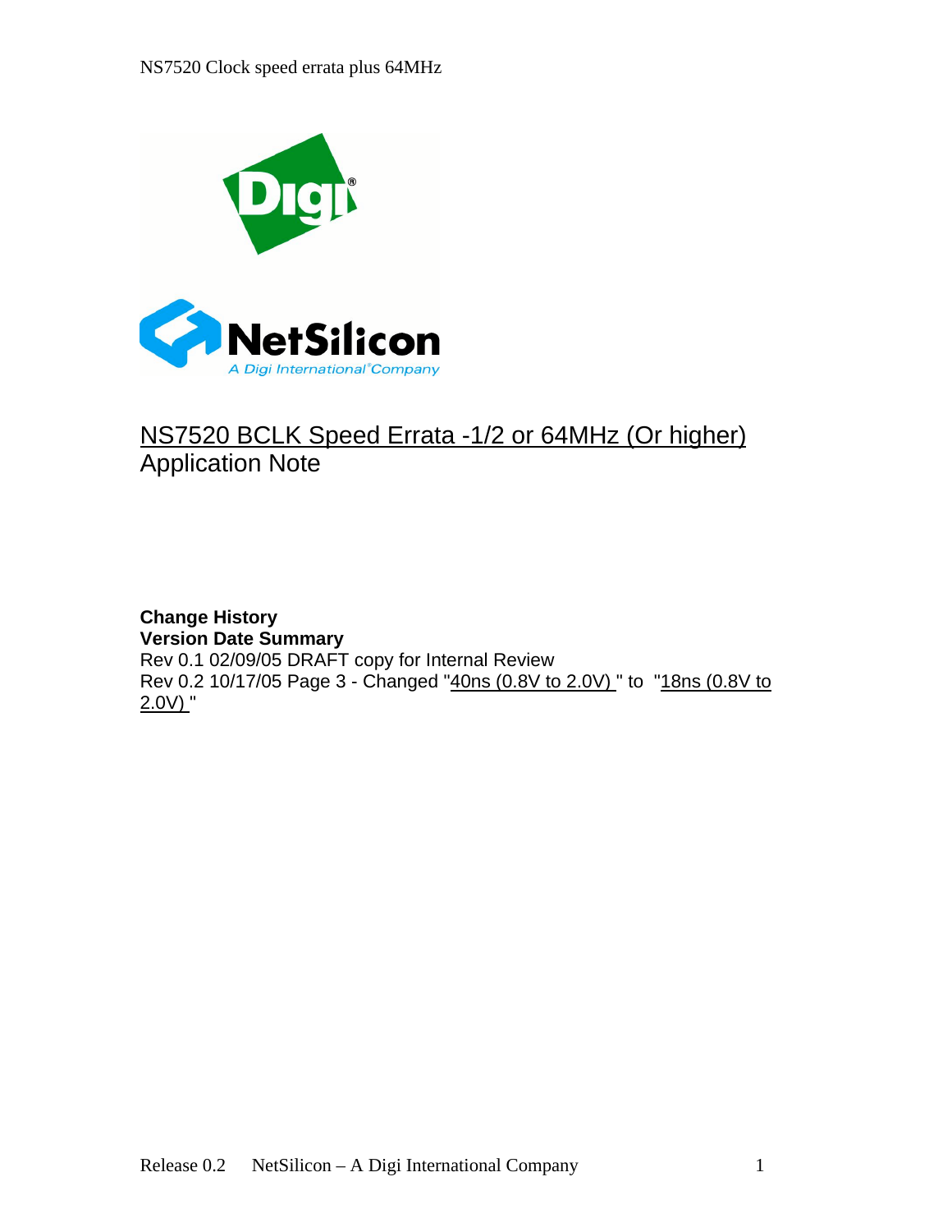# NS7520 BCLK Speed Errata -1/2 or 64MHz (Or higher) Application Note

**Change History**
**Version Date Summary**
Rev 0.1 02/09/05 DRAFT copy for Internal Review
Rev 0.2 10/17/05 Page 3 - Changed "40ns (0.8V to 2.0V) " to "18ns (0.8V to 2.0V) "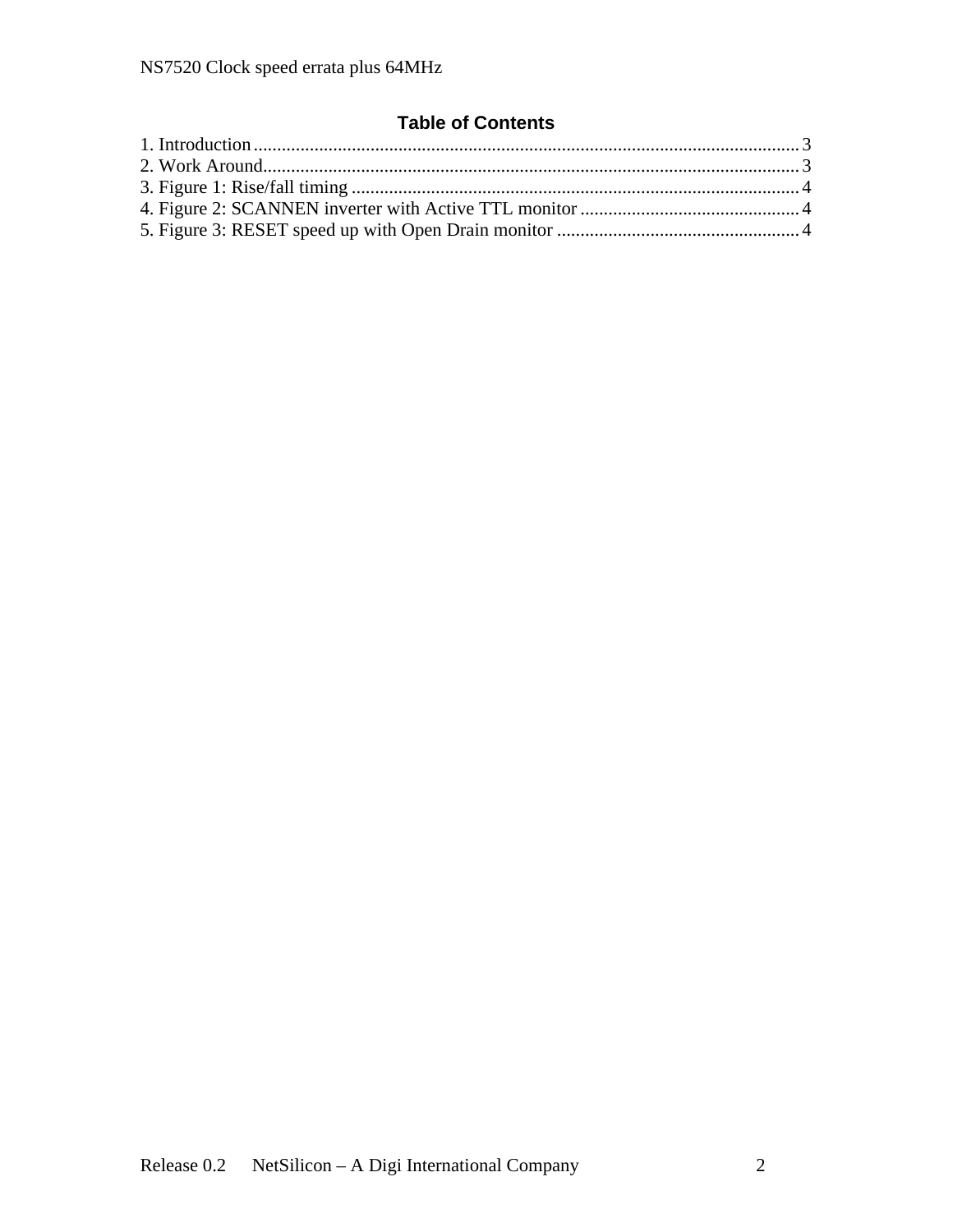## Table of Contents

1. Introduction .................................................................................................................. 3
2. Work Around................................................................................................................. 3
3. Figure 1: Rise/fall timing ............................................................................................... 4
4. Figure 2: SCANNEN inverter with Active TTL monitor .............................................. 4
5. Figure 3: RESET speed up with Open Drain monitor ................................................... 4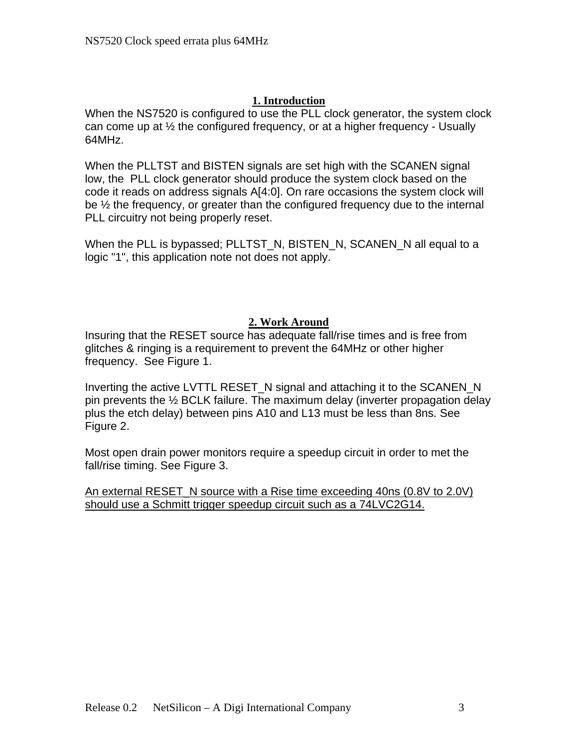## 1. Introduction

When the NS7520 is configured to use the PLL clock generator, the system clock can come up at ½ the configured frequency, or at a higher frequency - Usually 64MHz.

When the PLLTST and BISTEN signals are set high with the SCANEN signal low, the PLL clock generator should produce the system clock based on the code it reads on address signals A[4:0]. On rare occasions the system clock will be ½ the frequency, or greater than the configured frequency due to the internal PLL circuitry not being properly reset.

When the PLL is bypassed; PLLTST_N, BISTEN_N, SCANEN_N all equal to a logic "1", this application note not does not apply.

## 2. Work Around

Insuring that the RESET source has adequate fall/rise times and is free from glitches & ringing is a requirement to prevent the 64MHz or other higher frequency. See Figure 1.

Inverting the active LVTTL RESET_N signal and attaching it to the SCANEN_N pin prevents the ½ BCLK failure. The maximum delay (inverter propagation delay plus the etch delay) between pins A10 and L13 must be less than 8ns. See Figure 2.

Most open drain power monitors require a speedup circuit in order to met the fall/rise timing. See Figure 3.

<u>An external RESET_N source with a Rise time exceeding 40ns (0.8V to 2.0V) should use a Schmitt trigger speedup circuit such as a 74LVC2G14.</u>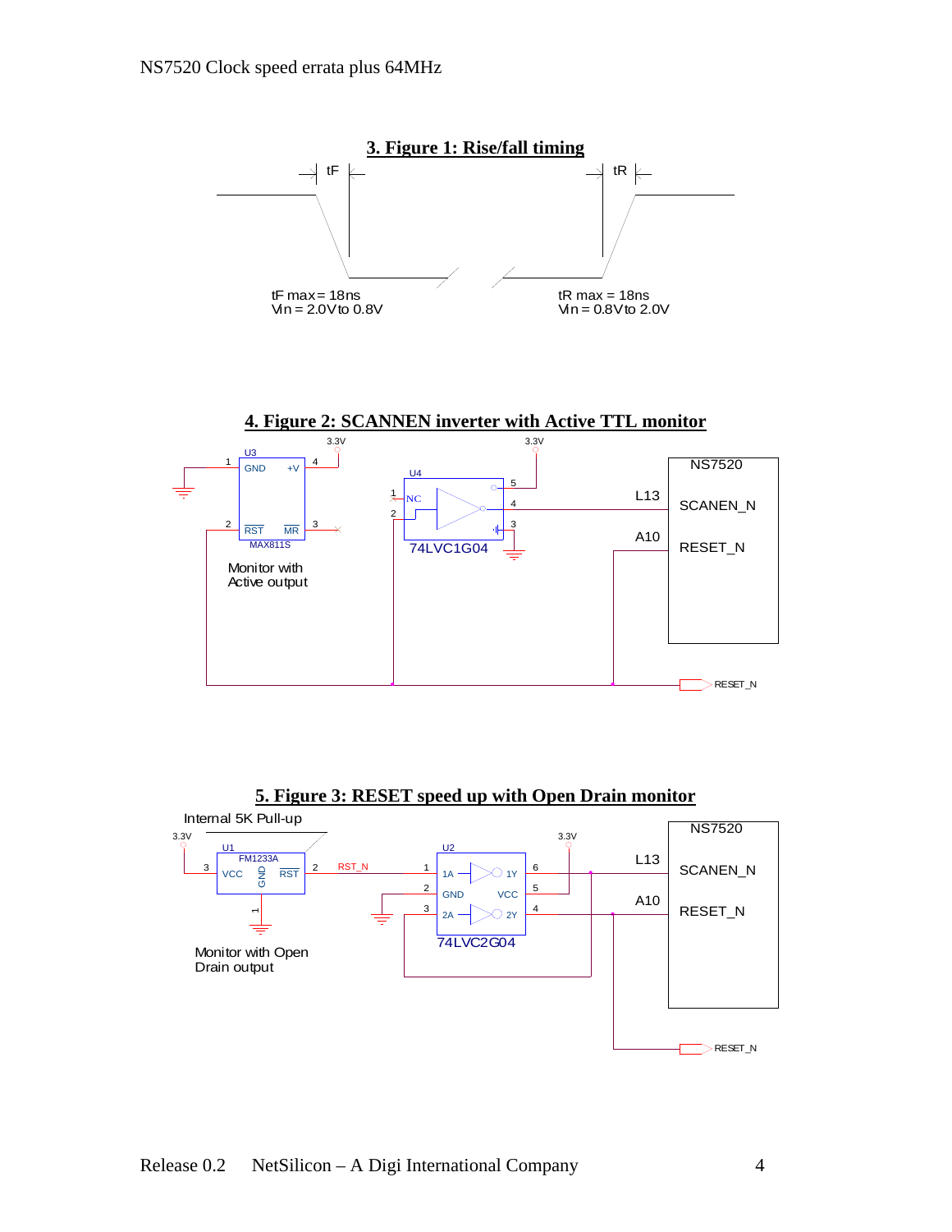## 3. Figure 1: Rise/fall timing

tF

tR

tF max = 18ns
Vin = 2.0V to 0.8V

tR max = 18ns
Vin = 0.8V to 2.0V

## 4. Figure 2: SCANNEN inverter with Active TTL monitor

U3
GND
+V
RST
MR
MAX811S
1
2
3
4
3.3V

Monitor with
Active output

U4
NC
74LVC1G04
1
2
3
4
5
3.3V

NS7520
L13
SCANEN_N
A10
RESET_N

RESET_N

## 5. Figure 3: RESET speed up with Open Drain monitor

Internal 5K Pull-up

3.3V
U1
FM1233A
VCC
GND
RST
1
2
3
RST_N

Monitor with Open
Drain output

U2
1A
1Y
GND
VCC
2A
2Y
74LVC2G04
1
2
3
4
5
6
3.3V

NS7520
L13
SCANEN_N
A10
RESET_N

RESET_N